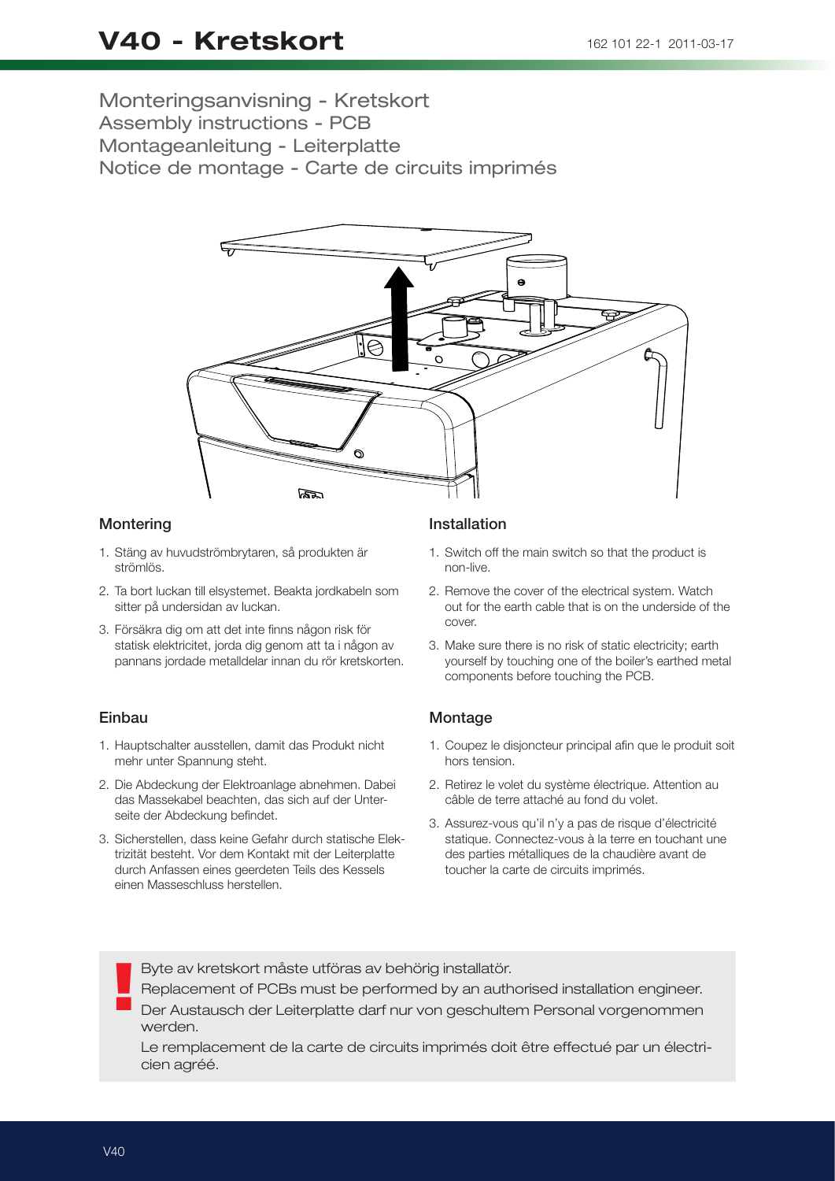# V40 - Kretskort

162 101 22-1 2011-03-17

## Monteringsanvisning - Kretskort
## Assembly instructions - PCB
## Montageanleitung - Leiterplatte
## Notice de montage - Carte de circuits imprimés

### Montering

1. Stäng av huvudströmbrytaren, så produkten är strömlös.
2. Ta bort luckan till elsystemet. Beakta jordkabeln som sitter på undersidan av luckan.
3. Försäkra dig om att det inte finns någon risk för statisk elektricitet, jorda dig genom att ta i någon av pannans jordade metalldelar innan du rör kretskorten.

### Installation

1. Switch off the main switch so that the product is non-live.
2. Remove the cover of the electrical system. Watch out for the earth cable that is on the underside of the cover.
3. Make sure there is no risk of static electricity; earth yourself by touching one of the boiler's earthed metal components before touching the PCB.

### Einbau

1. Hauptschalter ausstellen, damit das Produkt nicht mehr unter Spannung steht.
2. Die Abdeckung der Elektroanlage abnehmen. Dabei das Massekabel beachten, das sich auf der Unterseite der Abdeckung befindet.
3. Sicherstellen, dass keine Gefahr durch statische Elektrizität besteht. Vor dem Kontakt mit der Leiterplatte durch Anfassen eines geerdeten Teils des Kessels einen Masseschluss herstellen.

### Montage

1. Coupez le disjoncteur principal afin que le produit soit hors tension.
2. Retirez le volet du système électrique. Attention au câble de terre attaché au fond du volet.
3. Assurez-vous qu'il n'y a pas de risque d'électricité statique. Connectez-vous à la terre en touchant une des parties métalliques de la chaudière avant de toucher la carte de circuits imprimés.

**!**

Byte av kretskort måste utföras av behörig installatör.

Replacement of PCBs must be performed by an authorised installation engineer.

Der Austausch der Leiterplatte darf nur von geschultem Personal vorgenommen werden.

Le remplacement de la carte de circuits imprimés doit être effectué par un électricien agréé.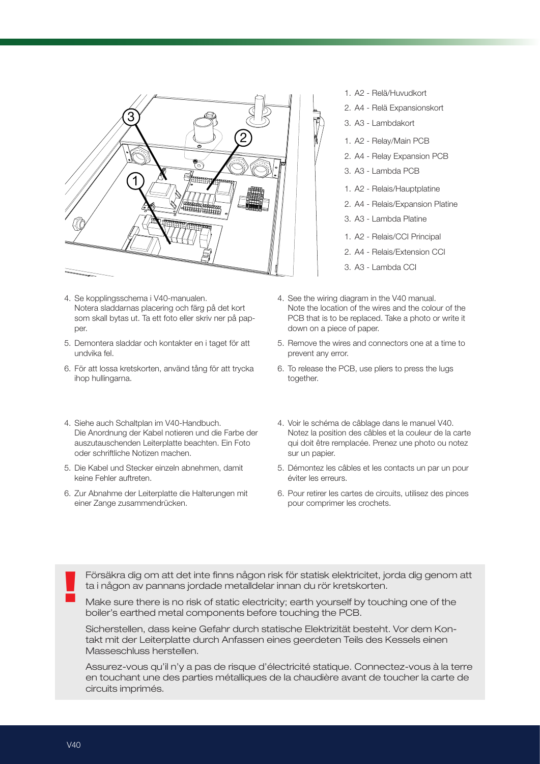1. A2 - Relä/Huvudkort
2. A4 - Relä Expansionskort
3. A3 - Lambdakort

1. A2 - Relay/Main PCB
2. A4 - Relay Expansion PCB
3. A3 - Lambda PCB

1. A2 - Relais/Hauptplatine
2. A4 - Relais/Expansion Platine
3. A3 - Lambda Platine

1. A2 - Relais/CCI Principal
2. A4 - Relais/Extension CCI
3. A3 - Lambda CCI

4. Se kopplingsschema i V40-manualen.
   Notera sladdarnas placering och färg på det kort som skall bytas ut. Ta ett foto eller skriv ner på papper.
5. Demontera sladdar och kontakter en i taget för att undvika fel.
6. För att lossa kretskorten, använd tång för att trycka ihop hullingarna.

4. See the wiring diagram in the V40 manual.
   Note the location of the wires and the colour of the PCB that is to be replaced. Take a photo or write it down on a piece of paper.
5. Remove the wires and connectors one at a time to prevent any error.
6. To release the PCB, use pliers to press the lugs together.

4. Siehe auch Schaltplan im V40-Handbuch.
   Die Anordnung der Kabel notieren und die Farbe der auszutauschenden Leiterplatte beachten. Ein Foto oder schriftliche Notizen machen.
5. Die Kabel und Stecker einzeln abnehmen, damit keine Fehler auftreten.
6. Zur Abnahme der Leiterplatte die Halterungen mit einer Zange zusammendrücken.

4. Voir le schéma de câblage dans le manuel V40.
   Notez la position des câbles et la couleur de la carte qui doit être remplacée. Prenez une photo ou notez sur un papier.
5. Démontez les câbles et les contacts un par un pour éviter les erreurs.
6. Pour retirer les cartes de circuits, utilisez des pinces pour comprimer les crochets.

**!**

Försäkra dig om att det inte finns någon risk för statisk elektricitet, jorda dig genom att ta i någon av pannans jordade metalldelar innan du rör kretskorten.

Make sure there is no risk of static electricity; earth yourself by touching one of the boiler's earthed metal components before touching the PCB.

Sicherstellen, dass keine Gefahr durch statische Elektrizität besteht. Vor dem Kontakt mit der Leiterplatte durch Anfassen eines geerdeten Teils des Kessels einen Masseschluss herstellen.

Assurez-vous qu'il n'y a pas de risque d'électricité statique. Connectez-vous à la terre en touchant une des parties métalliques de la chaudière avant de toucher la carte de circuits imprimés.